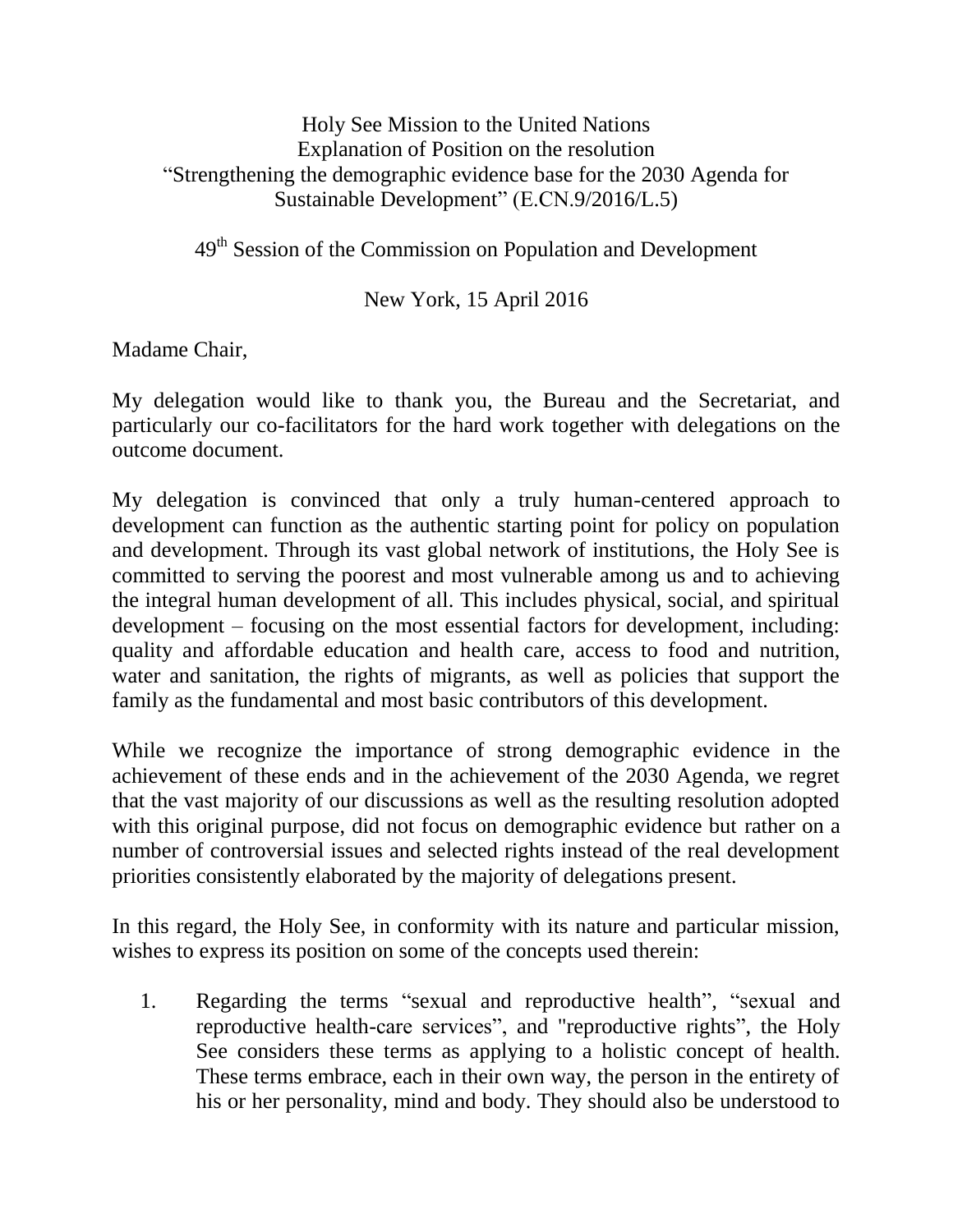Holy See Mission to the United Nations
Explanation of Position on the resolution
"Strengthening the demographic evidence base for the 2030 Agenda for Sustainable Development" (E.CN.9/2016/L.5)

49th Session of the Commission on Population and Development

New York, 15 April 2016

Madame Chair,

My delegation would like to thank you, the Bureau and the Secretariat, and particularly our co-facilitators for the hard work together with delegations on the outcome document.

My delegation is convinced that only a truly human-centered approach to development can function as the authentic starting point for policy on population and development. Through its vast global network of institutions, the Holy See is committed to serving the poorest and most vulnerable among us and to achieving the integral human development of all. This includes physical, social, and spiritual development – focusing on the most essential factors for development, including: quality and affordable education and health care, access to food and nutrition, water and sanitation, the rights of migrants, as well as policies that support the family as the fundamental and most basic contributors of this development.

While we recognize the importance of strong demographic evidence in the achievement of these ends and in the achievement of the 2030 Agenda, we regret that the vast majority of our discussions as well as the resulting resolution adopted with this original purpose, did not focus on demographic evidence but rather on a number of controversial issues and selected rights instead of the real development priorities consistently elaborated by the majority of delegations present.

In this regard, the Holy See, in conformity with its nature and particular mission, wishes to express its position on some of the concepts used therein:

1. Regarding the terms "sexual and reproductive health", "sexual and reproductive health-care services", and "reproductive rights", the Holy See considers these terms as applying to a holistic concept of health. These terms embrace, each in their own way, the person in the entirety of his or her personality, mind and body. They should also be understood to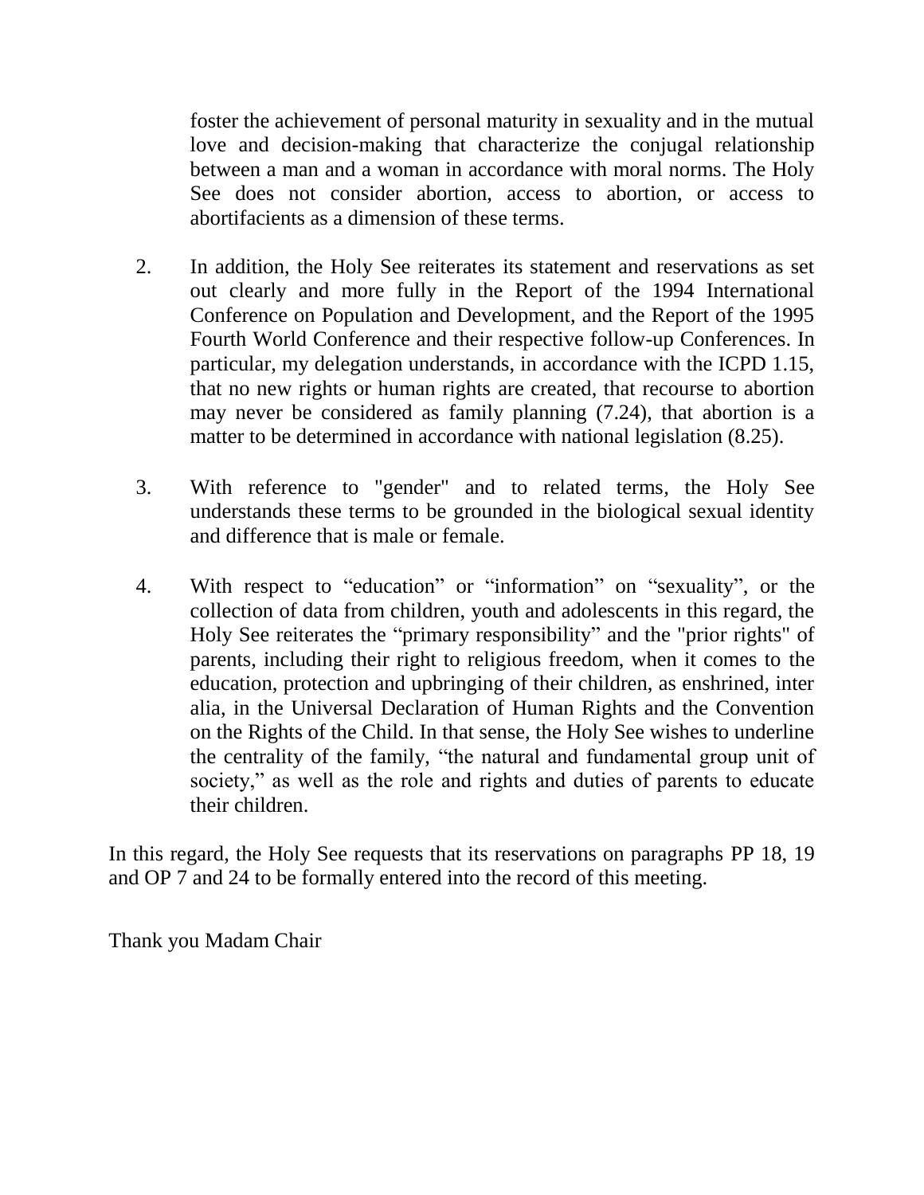foster the achievement of personal maturity in sexuality and in the mutual love and decision-making that characterize the conjugal relationship between a man and a woman in accordance with moral norms. The Holy See does not consider abortion, access to abortion, or access to abortifacients as a dimension of these terms.

2. In addition, the Holy See reiterates its statement and reservations as set out clearly and more fully in the Report of the 1994 International Conference on Population and Development, and the Report of the 1995 Fourth World Conference and their respective follow-up Conferences. In particular, my delegation understands, in accordance with the ICPD 1.15, that no new rights or human rights are created, that recourse to abortion may never be considered as family planning (7.24), that abortion is a matter to be determined in accordance with national legislation (8.25).

3. With reference to "gender" and to related terms, the Holy See understands these terms to be grounded in the biological sexual identity and difference that is male or female.

4. With respect to “education” or “information” on “sexuality”, or the collection of data from children, youth and adolescents in this regard, the Holy See reiterates the “primary responsibility” and the "prior rights" of parents, including their right to religious freedom, when it comes to the education, protection and upbringing of their children, as enshrined, inter alia, in the Universal Declaration of Human Rights and the Convention on the Rights of the Child. In that sense, the Holy See wishes to underline the centrality of the family, “the natural and fundamental group unit of society,” as well as the role and rights and duties of parents to educate their children.

In this regard, the Holy See requests that its reservations on paragraphs PP 18, 19 and OP 7 and 24 to be formally entered into the record of this meeting.

Thank you Madam Chair